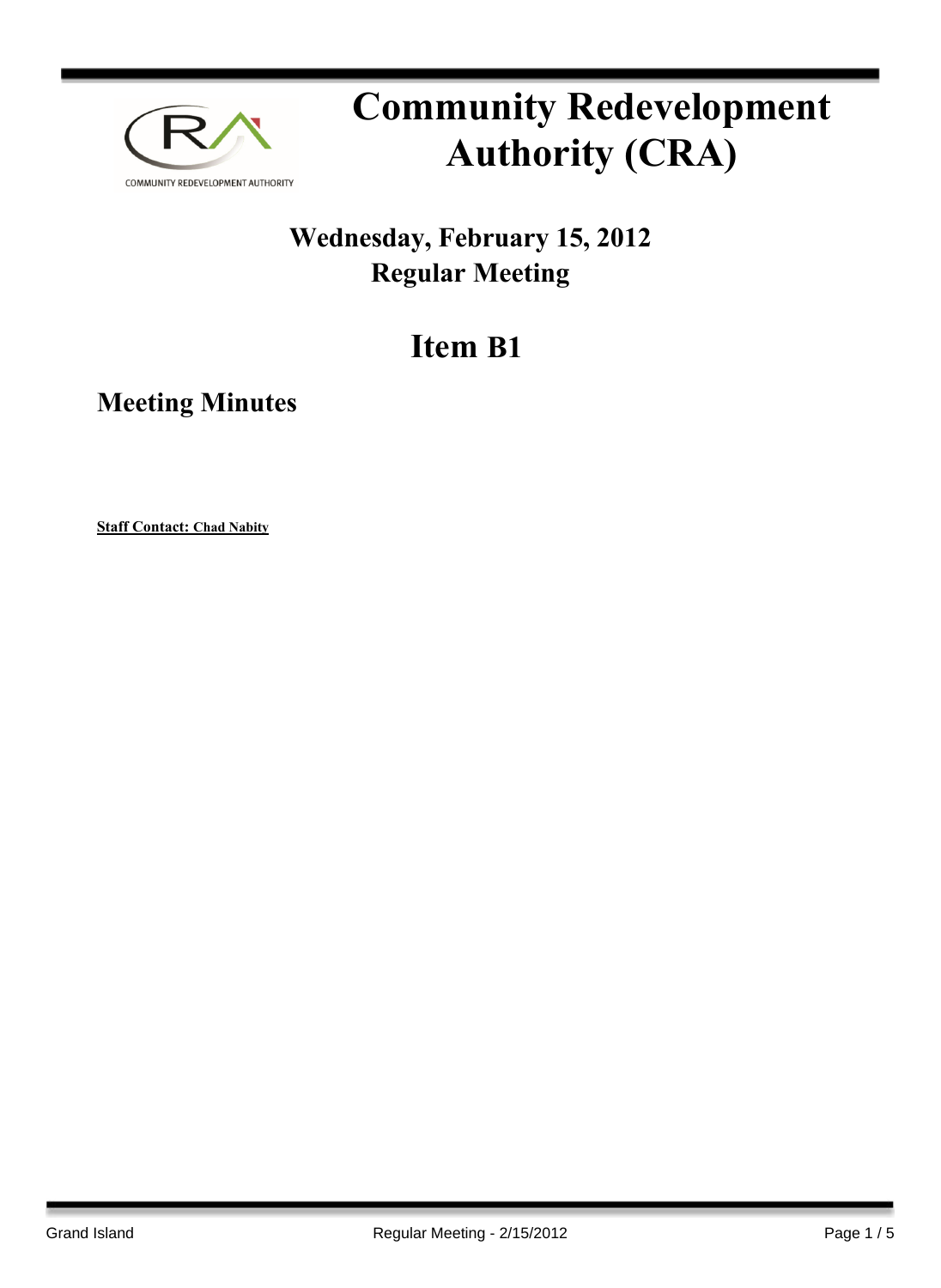# Community Redevelopment Authority (CRA)

## Wednesday, February 15, 2012
## Regular Meeting

# Item B1

## Meeting Minutes

**Staff Contact: Chad Nabity**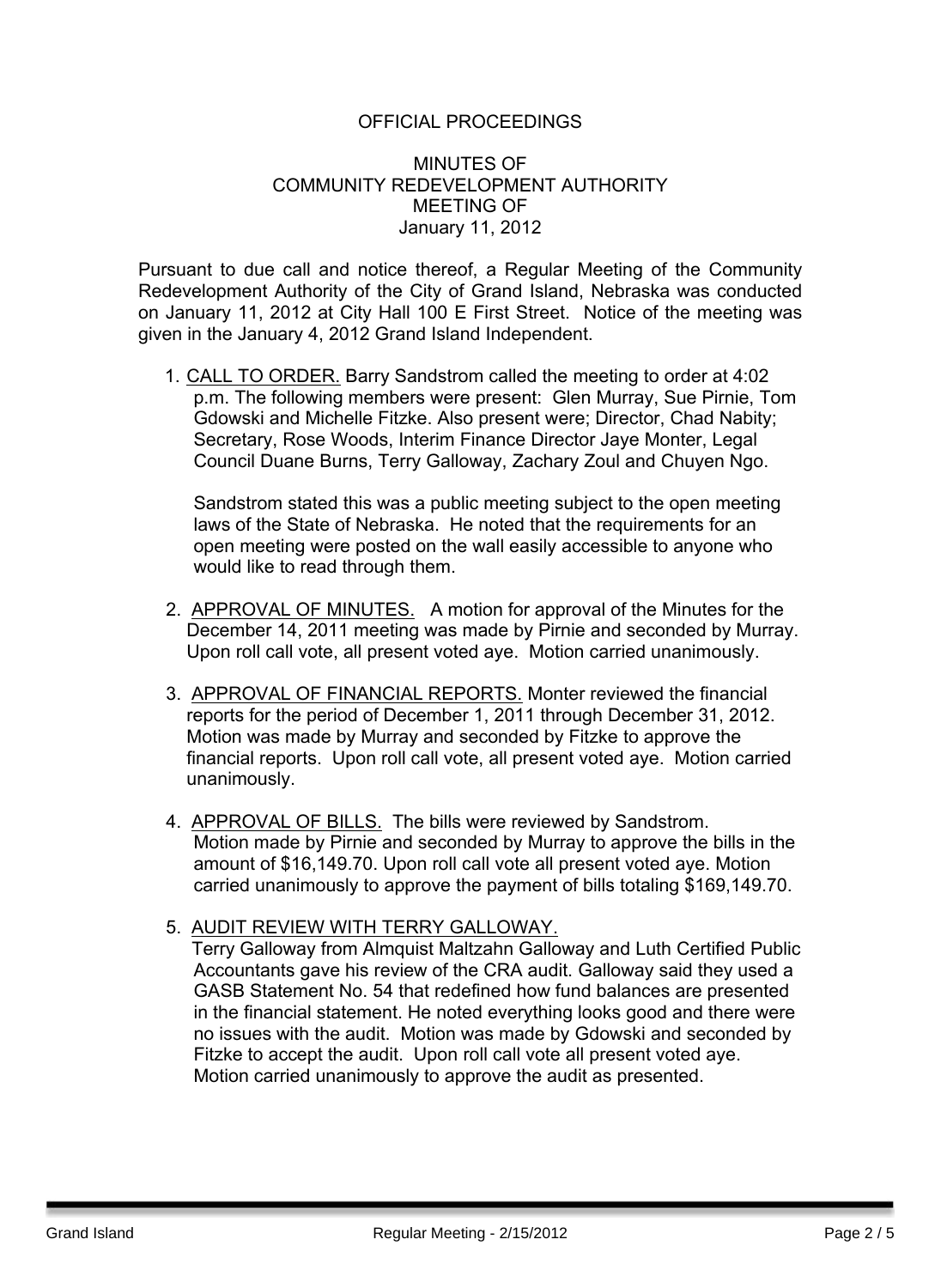OFFICIAL PROCEEDINGS

MINUTES OF
COMMUNITY REDEVELOPMENT AUTHORITY
MEETING OF
January 11, 2012

Pursuant to due call and notice thereof, a Regular Meeting of the Community Redevelopment Authority of the City of Grand Island, Nebraska was conducted on January 11, 2012 at City Hall 100 E First Street. Notice of the meeting was given in the January 4, 2012 Grand Island Independent.

1. CALL TO ORDER. Barry Sandstrom called the meeting to order at 4:02 p.m. The following members were present: Glen Murray, Sue Pirnie, Tom Gdowski and Michelle Fitzke. Also present were; Director, Chad Nabity; Secretary, Rose Woods, Interim Finance Director Jaye Monter, Legal Council Duane Burns, Terry Galloway, Zachary Zoul and Chuyen Ngo.

   Sandstrom stated this was a public meeting subject to the open meeting laws of the State of Nebraska. He noted that the requirements for an open meeting were posted on the wall easily accessible to anyone who would like to read through them.

2. APPROVAL OF MINUTES. A motion for approval of the Minutes for the December 14, 2011 meeting was made by Pirnie and seconded by Murray. Upon roll call vote, all present voted aye. Motion carried unanimously.

3. APPROVAL OF FINANCIAL REPORTS. Monter reviewed the financial reports for the period of December 1, 2011 through December 31, 2012. Motion was made by Murray and seconded by Fitzke to approve the financial reports. Upon roll call vote, all present voted aye. Motion carried unanimously.

4. APPROVAL OF BILLS. The bills were reviewed by Sandstrom. Motion made by Pirnie and seconded by Murray to approve the bills in the amount of $16,149.70. Upon roll call vote all present voted aye. Motion carried unanimously to approve the payment of bills totaling $169,149.70.

5. AUDIT REVIEW WITH TERRY GALLOWAY. Terry Galloway from Almquist Maltzahn Galloway and Luth Certified Public Accountants gave his review of the CRA audit. Galloway said they used a GASB Statement No. 54 that redefined how fund balances are presented in the financial statement. He noted everything looks good and there were no issues with the audit. Motion was made by Gdowski and seconded by Fitzke to accept the audit. Upon roll call vote all present voted aye. Motion carried unanimously to approve the audit as presented.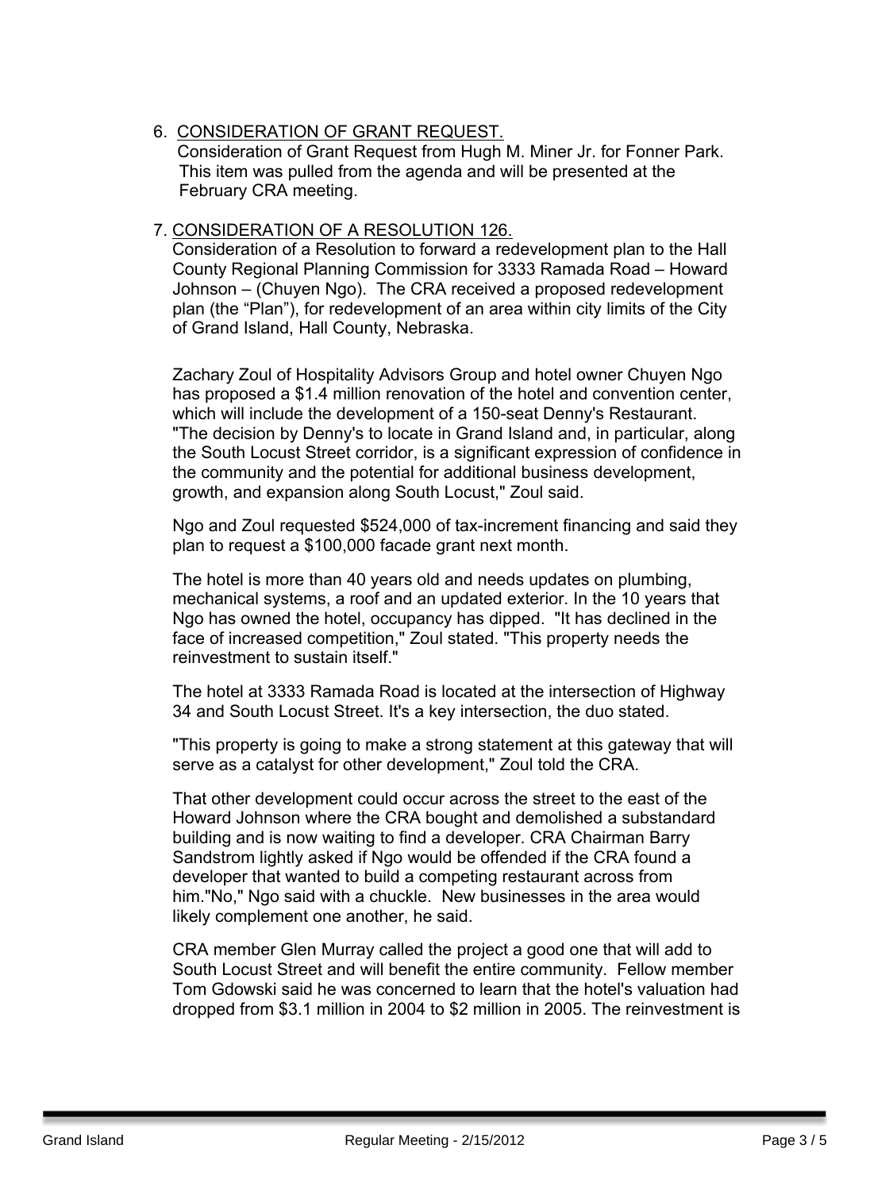6. CONSIDERATION OF GRANT REQUEST.

   Consideration of Grant Request from Hugh M. Miner Jr. for Fonner Park. This item was pulled from the agenda and will be presented at the February CRA meeting.

7. CONSIDERATION OF A RESOLUTION 126.

   Consideration of a Resolution to forward a redevelopment plan to the Hall County Regional Planning Commission for 3333 Ramada Road – Howard Johnson – (Chuyen Ngo). The CRA received a proposed redevelopment plan (the "Plan"), for redevelopment of an area within city limits of the City of Grand Island, Hall County, Nebraska.

   Zachary Zoul of Hospitality Advisors Group and hotel owner Chuyen Ngo has proposed a $1.4 million renovation of the hotel and convention center, which will include the development of a 150-seat Denny's Restaurant. "The decision by Denny's to locate in Grand Island and, in particular, along the South Locust Street corridor, is a significant expression of confidence in the community and the potential for additional business development, growth, and expansion along South Locust," Zoul said.

   Ngo and Zoul requested $524,000 of tax-increment financing and said they plan to request a $100,000 facade grant next month.

   The hotel is more than 40 years old and needs updates on plumbing, mechanical systems, a roof and an updated exterior. In the 10 years that Ngo has owned the hotel, occupancy has dipped. "It has declined in the face of increased competition," Zoul stated. "This property needs the reinvestment to sustain itself."

   The hotel at 3333 Ramada Road is located at the intersection of Highway 34 and South Locust Street. It's a key intersection, the duo stated.

   "This property is going to make a strong statement at this gateway that will serve as a catalyst for other development," Zoul told the CRA.

   That other development could occur across the street to the east of the Howard Johnson where the CRA bought and demolished a substandard building and is now waiting to find a developer. CRA Chairman Barry Sandstrom lightly asked if Ngo would be offended if the CRA found a developer that wanted to build a competing restaurant across from him."No," Ngo said with a chuckle. New businesses in the area would likely complement one another, he said.

   CRA member Glen Murray called the project a good one that will add to South Locust Street and will benefit the entire community. Fellow member Tom Gdowski said he was concerned to learn that the hotel's valuation had dropped from $3.1 million in 2004 to $2 million in 2005. The reinvestment is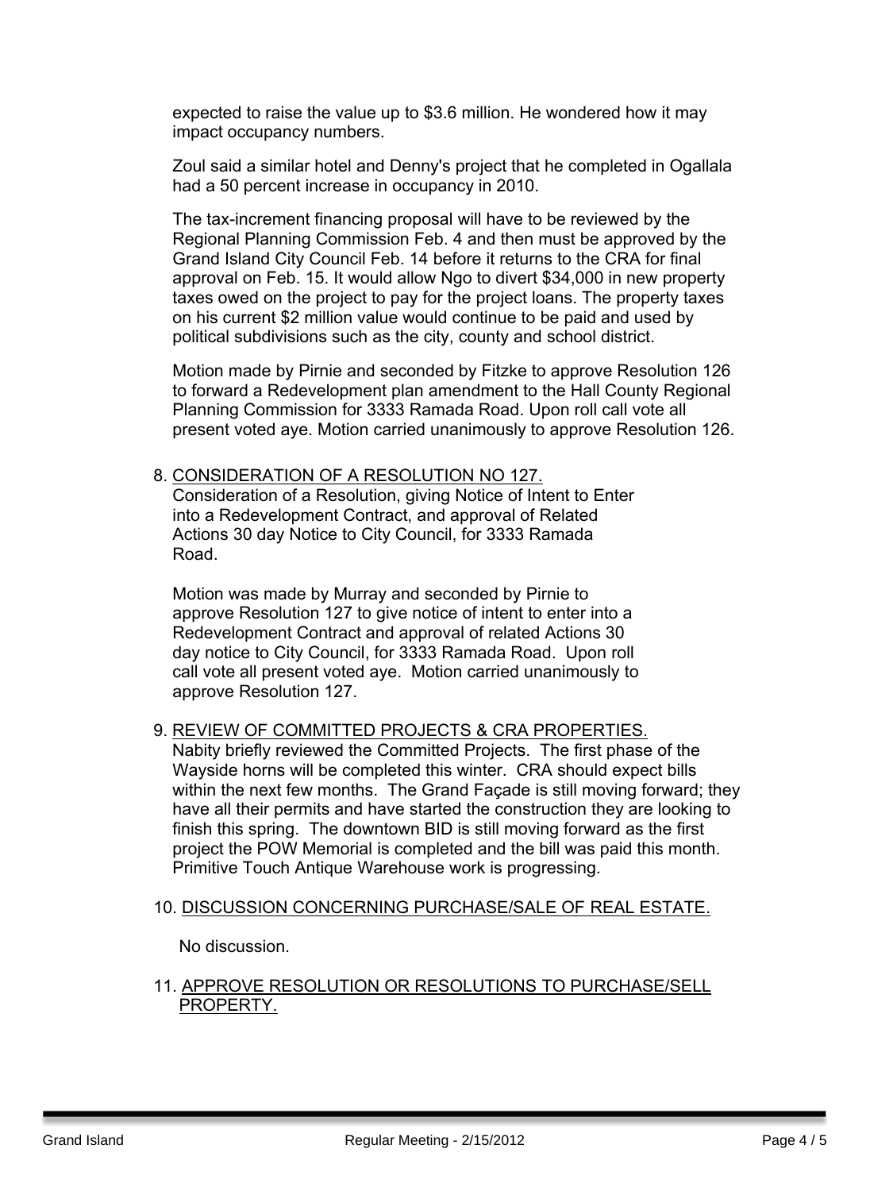expected to raise the value up to $3.6 million. He wondered how it may impact occupancy numbers.

Zoul said a similar hotel and Denny's project that he completed in Ogallala had a 50 percent increase in occupancy in 2010.

The tax-increment financing proposal will have to be reviewed by the Regional Planning Commission Feb. 4 and then must be approved by the Grand Island City Council Feb. 14 before it returns to the CRA for final approval on Feb. 15. It would allow Ngo to divert $34,000 in new property taxes owed on the project to pay for the project loans. The property taxes on his current $2 million value would continue to be paid and used by political subdivisions such as the city, county and school district.

Motion made by Pirnie and seconded by Fitzke to approve Resolution 126 to forward a Redevelopment plan amendment to the Hall County Regional Planning Commission for 3333 Ramada Road. Upon roll call vote all present voted aye. Motion carried unanimously to approve Resolution 126.

8. CONSIDERATION OF A RESOLUTION NO 127.
   Consideration of a Resolution, giving Notice of Intent to Enter into a Redevelopment Contract, and approval of Related Actions 30 day Notice to City Council, for 3333 Ramada Road.

   Motion was made by Murray and seconded by Pirnie to approve Resolution 127 to give notice of intent to enter into a Redevelopment Contract and approval of related Actions 30 day notice to City Council, for 3333 Ramada Road. Upon roll call vote all present voted aye. Motion carried unanimously to approve Resolution 127.

9. REVIEW OF COMMITTED PROJECTS & CRA PROPERTIES.
   Nabity briefly reviewed the Committed Projects. The first phase of the Wayside horns will be completed this winter. CRA should expect bills within the next few months. The Grand Façade is still moving forward; they have all their permits and have started the construction they are looking to finish this spring. The downtown BID is still moving forward as the first project the POW Memorial is completed and the bill was paid this month. Primitive Touch Antique Warehouse work is progressing.

10. DISCUSSION CONCERNING PURCHASE/SALE OF REAL ESTATE.

    No discussion.

11. APPROVE RESOLUTION OR RESOLUTIONS TO PURCHASE/SELL PROPERTY.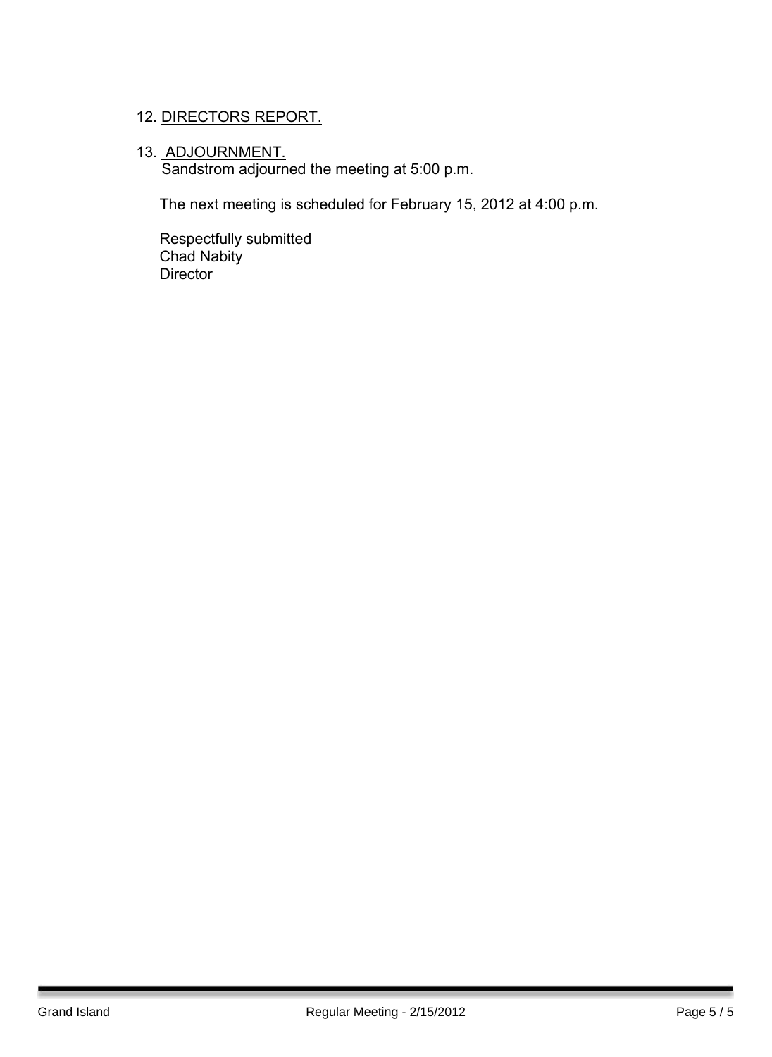12. DIRECTORS REPORT.

13. ADJOURNMENT.
Sandstrom adjourned the meeting at 5:00 p.m.

The next meeting is scheduled for February 15, 2012 at 4:00 p.m.

Respectfully submitted
Chad Nabity
Director